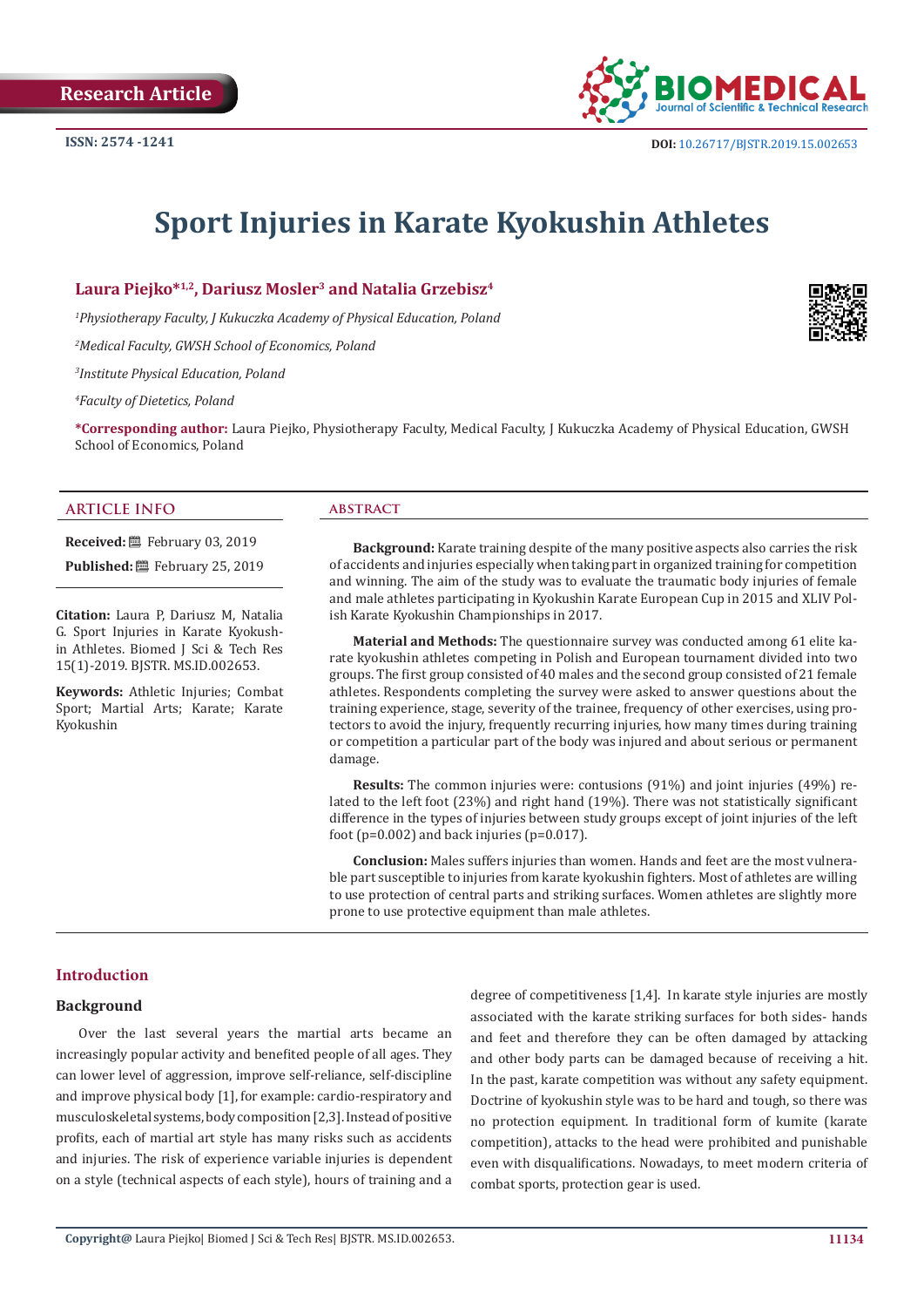Research Article

ISSN: 2574 -1241

DOI: 10.26717/BJSTR.2019.15.002653

# Sport Injuries in Karate Kyokushin Athletes

**Laura Piejko*[1,2], Dariusz Mosler[3] and Natalia Grzebisz[4]**

*[1]Physiotherapy Faculty, J Kukuczka Academy of Physical Education, Poland*

*[2]Medical Faculty, GWSH School of Economics, Poland*

*[3]Institute Physical Education, Poland*

*[4]Faculty of Dietetics, Poland*

**\*Corresponding author:** Laura Piejko, Physiotherapy Faculty, Medical Faculty, J Kukuczka Academy of Physical Education, GWSH School of Economics, Poland

## ARTICLE INFO

**Received:** February 03, 2019

**Published:** February 25, 2019

**Citation:** Laura P, Dariusz M, Natalia G. Sport Injuries in Karate Kyokushin Athletes. Biomed J Sci & Tech Res 15(1)-2019. BJSTR. MS.ID.002653.

**Keywords:** Athletic Injuries; Combat Sport; Martial Arts; Karate; Karate Kyokushin

## ABSTRACT

**Background:** Karate training despite of the many positive aspects also carries the risk of accidents and injuries especially when taking part in organized training for competition and winning. The aim of the study was to evaluate the traumatic body injuries of female and male athletes participating in Kyokushin Karate European Cup in 2015 and XLIV Polish Karate Kyokushin Championships in 2017.

**Material and Methods:** The questionnaire survey was conducted among 61 elite karate kyokushin athletes competing in Polish and European tournament divided into two groups. The first group consisted of 40 males and the second group consisted of 21 female athletes. Respondents completing the survey were asked to answer questions about the training experience, stage, severity of the trainee, frequency of other exercises, using protectors to avoid the injury, frequently recurring injuries, how many times during training or competition a particular part of the body was injured and about serious or permanent damage.

**Results:** The common injuries were: contusions (91%) and joint injuries (49%) related to the left foot (23%) and right hand (19%). There was not statistically significant difference in the types of injuries between study groups except of joint injuries of the left foot ($p=0.002$) and back injuries ($p=0.017$).

**Conclusion:** Males suffers injuries than women. Hands and feet are the most vulnerable part susceptible to injuries from karate kyokushin fighters. Most of athletes are willing to use protection of central parts and striking surfaces. Women athletes are slightly more prone to use protective equipment than male athletes.

## Introduction

### Background

Over the last several years the martial arts became an increasingly popular activity and benefited people of all ages. They can lower level of aggression, improve self-reliance, self-discipline and improve physical body [1], for example: cardio-respiratory and musculoskeletal systems, body composition [2,3]. Instead of positive profits, each of martial art style has many risks such as accidents and injuries. The risk of experience variable injuries is dependent on a style (technical aspects of each style), hours of training and a degree of competitiveness [1,4]. In karate style injuries are mostly associated with the karate striking surfaces for both sides- hands and feet and therefore they can be often damaged by attacking and other body parts can be damaged because of receiving a hit. In the past, karate competition was without any safety equipment. Doctrine of kyokushin style was to be hard and tough, so there was no protection equipment. In traditional form of kumite (karate competition), attacks to the head were prohibited and punishable even with disqualifications. Nowadays, to meet modern criteria of combat sports, protection gear is used.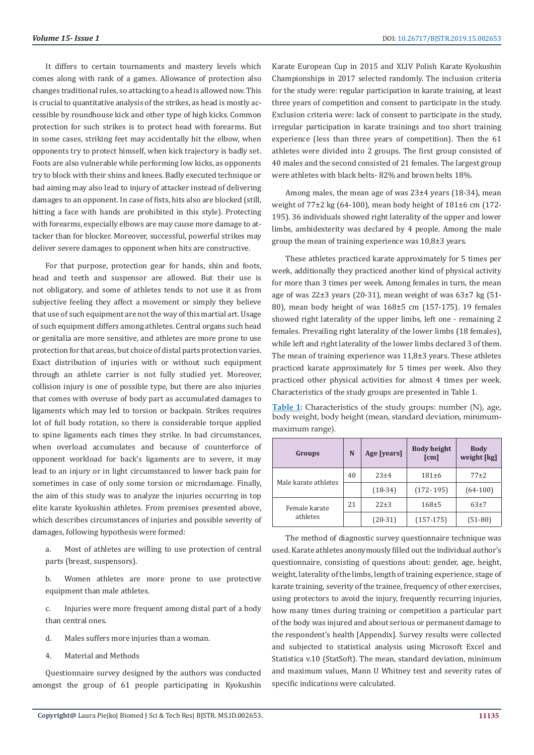It differs to certain tournaments and mastery levels which comes along with rank of a games. Allowance of protection also changes traditional rules, so attacking to a head is allowed now. This is crucial to quantitative analysis of the strikes, as head is mostly accessible by roundhouse kick and other type of high kicks. Common protection for such strikes is to protect head with forearms. But in some cases, striking feet may accidentally hit the elbow, when opponents try to protect himself, when kick trajectory is badly set. Foots are also vulnerable while performing low kicks, as opponents try to block with their shins and knees. Badly executed technique or bad aiming may also lead to injury of attacker instead of delivering damages to an opponent. In case of fists, hits also are blocked (still, hitting a face with hands are prohibited in this style). Protecting with forearms, especially elbows are may cause more damage to attacker than for blocker. Moreover, successful, powerful strikes may deliver severe damages to opponent when hits are constructive.

For that purpose, protection gear for hands, shin and foots, head and teeth and suspensor are allowed. But their use is not obligatory, and some of athletes tends to not use it as from subjective feeling they affect a movement or simply they believe that use of such equipment are not the way of this martial art. Usage of such equipment differs among athletes. Central organs such head or genitalia are more sensitive, and athletes are more prone to use protection for that areas, but choice of distal parts protection varies. Exact distribution of injuries with or without such equipment through an athlete carrier is not fully studied yet. Moreover, collision injury is one of possible type, but there are also injuries that comes with overuse of body part as accumulated damages to ligaments which may led to torsion or backpain. Strikes requires lot of full body rotation, so there is considerable torque applied to spine ligaments each times they strike. In bad circumstances, when overload accumulates and because of counterforce of opponent workload for back's ligaments are to severe, it may lead to an injury or in light circumstanced to lower back pain for sometimes in case of only some torsion or microdamage. Finally, the aim of this study was to analyze the injuries occurring in top elite karate kyokushin athletes. From premises presented above, which describes circumstances of injuries and possible severity of damages, following hypothesis were formed:

a. Most of athletes are willing to use protection of central parts (breast, suspensors).

b. Women athletes are more prone to use protective equipment than male athletes.

c. Injuries were more frequent among distal part of a body than central ones.

d. Males suffers more injuries than a woman.

4. Material and Methods

Questionnaire survey designed by the authors was conducted amongst the group of 61 people participating in Kyokushin Karate European Cup in 2015 and XLIV Polish Karate Kyokushin Championships in 2017 selected randomly. The inclusion criteria for the study were: regular participation in karate training, at least three years of competition and consent to participate in the study. Exclusion criteria were: lack of consent to participate in the study, irregular participation in karate trainings and too short training experience (less than three years of competition). Then the 61 athletes were divided into 2 groups. The first group consisted of 40 males and the second consisted of 21 females. The largest group were athletes with black belts- 82% and brown belts 18%.

Among males, the mean age of was 23±4 years (18-34), mean weight of 77±2 kg (64-100), mean body height of 181±6 cm (172-195). 36 individuals showed right laterality of the upper and lower limbs, ambidexterity was declared by 4 people. Among the male group the mean of training experience was 10,8±3 years.

These athletes practiced karate approximately for 5 times per week, additionally they practiced another kind of physical activity for more than 3 times per week. Among females in turn, the mean age of was 22±3 years (20-31), mean weight of was 63±7 kg (51-80), mean body height of was 168±5 cm (157-175). 19 females showed right laterality of the upper limbs, left one - remaining 2 females. Prevailing right laterality of the lower limbs (18 females), while left and right laterality of the lower limbs declared 3 of them. The mean of training experience was 11,8±3 years. These athletes practiced karate approximately for 5 times per week. Also they practiced other physical activities for almost 4 times per week. Characteristics of the study groups are presented in Table 1.

**Table 1**: Characteristics of the study groups: number (N), age, body weight, body height (mean, standard deviation, minimum-maximum range).

| Groups | N | Age [years] | Body height [cm] | Body weight [kg] |
|---|---|---|---|---|
| Male karate athletes | 40 | 23±4 | 181±6 | 77±2 |
| | | (18-34) | (172- 195) | (64-100) |
| Female karate athletes | 21 | 22±3 | 168±5 | 63±7 |
| | | (20-31) | (157-175) | (51-80) |

The method of diagnostic survey questionnaire technique was used. Karate athletes anonymously filled out the individual author's questionnaire, consisting of questions about: gender, age, height, weight, laterality of the limbs, length of training experience, stage of karate training, severity of the trainee, frequency of other exercises, using protectors to avoid the injury, frequently recurring injuries, how many times during training or competition a particular part of the body was injured and about serious or permanent damage to the respondent's health [Appendix]. Survey results were collected and subjected to statistical analysis using Microsoft Excel and Statistica v.10 (StatSoft). The mean, standard deviation, minimum and maximum values, Mann U Whitney test and severity rates of specific indications were calculated.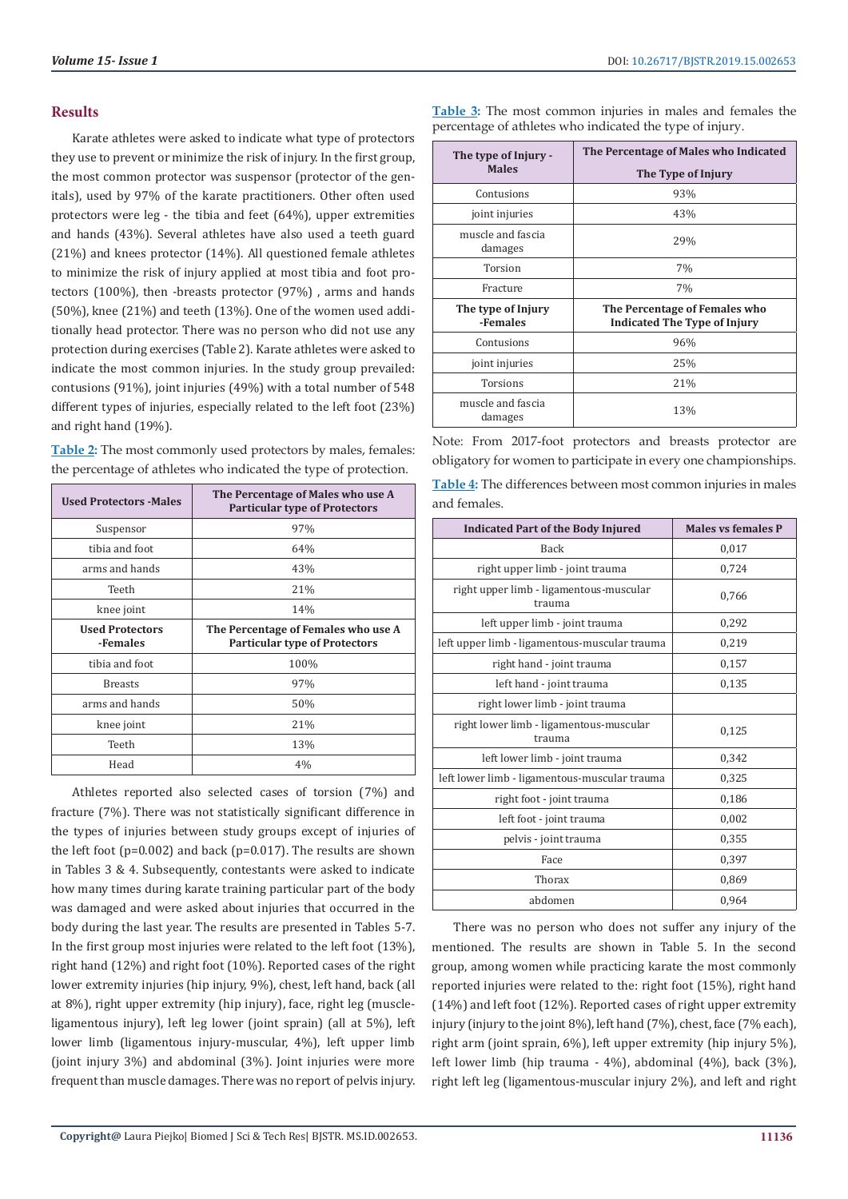## Results

Karate athletes were asked to indicate what type of protectors they use to prevent or minimize the risk of injury. In the first group, the most common protector was suspensor (protector of the genitals), used by 97% of the karate practitioners. Other often used protectors were leg - the tibia and feet (64%), upper extremities and hands (43%). Several athletes have also used a teeth guard (21%) and knees protector (14%). All questioned female athletes to minimize the risk of injury applied at most tibia and foot protectors (100%), then -breasts protector (97%) , arms and hands (50%), knee (21%) and teeth (13%). One of the women used additionally head protector. There was no person who did not use any protection during exercises (Table 2). Karate athletes were asked to indicate the most common injuries. In the study group prevailed: contusions (91%), joint injuries (49%) with a total number of 548 different types of injuries, especially related to the left foot (23%) and right hand (19%).

**Table 2:** The most commonly used protectors by males, females: the percentage of athletes who indicated the type of protection.

| Used Protectors -Males | The Percentage of Males who use A Particular type of Protectors |
|---|---|
| Suspensor | 97% |
| tibia and foot | 64% |
| arms and hands | 43% |
| Teeth | 21% |
| knee joint | 14% |
| **Used Protectors -Females** | **The Percentage of Females who use A Particular type of Protectors** |
| tibia and foot | 100% |
| Breasts | 97% |
| arms and hands | 50% |
| knee joint | 21% |
| Teeth | 13% |
| Head | 4% |

Athletes reported also selected cases of torsion (7%) and fracture (7%). There was not statistically significant difference in the types of injuries between study groups except of injuries of the left foot (p=0.002) and back (p=0.017). The results are shown in Tables 3 & 4. Subsequently, contestants were asked to indicate how many times during karate training particular part of the body was damaged and were asked about injuries that occurred in the body during the last year. The results are presented in Tables 5-7. In the first group most injuries were related to the left foot (13%), right hand (12%) and right foot (10%). Reported cases of the right lower extremity injuries (hip injury, 9%), chest, left hand, back (all at 8%), right upper extremity (hip injury), face, right leg (muscle-ligamentous injury), left leg lower (joint sprain) (all at 5%), left lower limb (ligamentous injury-muscular, 4%), left upper limb (joint injury 3%) and abdominal (3%). Joint injuries were more frequent than muscle damages. There was no report of pelvis injury.

**Table 3:** The most common injuries in males and females the percentage of athletes who indicated the type of injury.

| The type of Injury -Males | The Percentage of Males who Indicated The Type of Injury |
|---|---|
| Contusions | 93% |
| joint injuries | 43% |
| muscle and fascia damages | 29% |
| Torsion | 7% |
| Fracture | 7% |
| **The type of Injury -Females** | **The Percentage of Females who Indicated The Type of Injury** |
| Contusions | 96% |
| joint injuries | 25% |
| Torsions | 21% |
| muscle and fascia damages | 13% |

Note: From 2017-foot protectors and breasts protector are obligatory for women to participate in every one championships.

**Table 4:** The differences between most common injuries in males and females.

| Indicated Part of the Body Injured | Males vs females P |
|---|---|
| Back | 0,017 |
| right upper limb - joint trauma | 0,724 |
| right upper limb - ligamentous-muscular trauma | 0,766 |
| left upper limb - joint trauma | 0,292 |
| left upper limb - ligamentous-muscular trauma | 0,219 |
| right hand - joint trauma | 0,157 |
| left hand - joint trauma | 0,135 |
| right lower limb - joint trauma | |
| right lower limb - ligamentous-muscular trauma | 0,125 |
| left lower limb - joint trauma | 0,342 |
| left lower limb - ligamentous-muscular trauma | 0,325 |
| right foot - joint trauma | 0,186 |
| left foot - joint trauma | 0,002 |
| pelvis - joint trauma | 0,355 |
| Face | 0,397 |
| Thorax | 0,869 |
| abdomen | 0,964 |

There was no person who does not suffer any injury of the mentioned. The results are shown in Table 5. In the second group, among women while practicing karate the most commonly reported injuries were related to the: right foot (15%), right hand (14%) and left foot (12%). Reported cases of right upper extremity injury (injury to the joint 8%), left hand (7%), chest, face (7% each), right arm (joint sprain, 6%), left upper extremity (hip injury 5%), left lower limb (hip trauma - 4%), abdominal (4%), back (3%), right left leg (ligamentous-muscular injury 2%), and left and right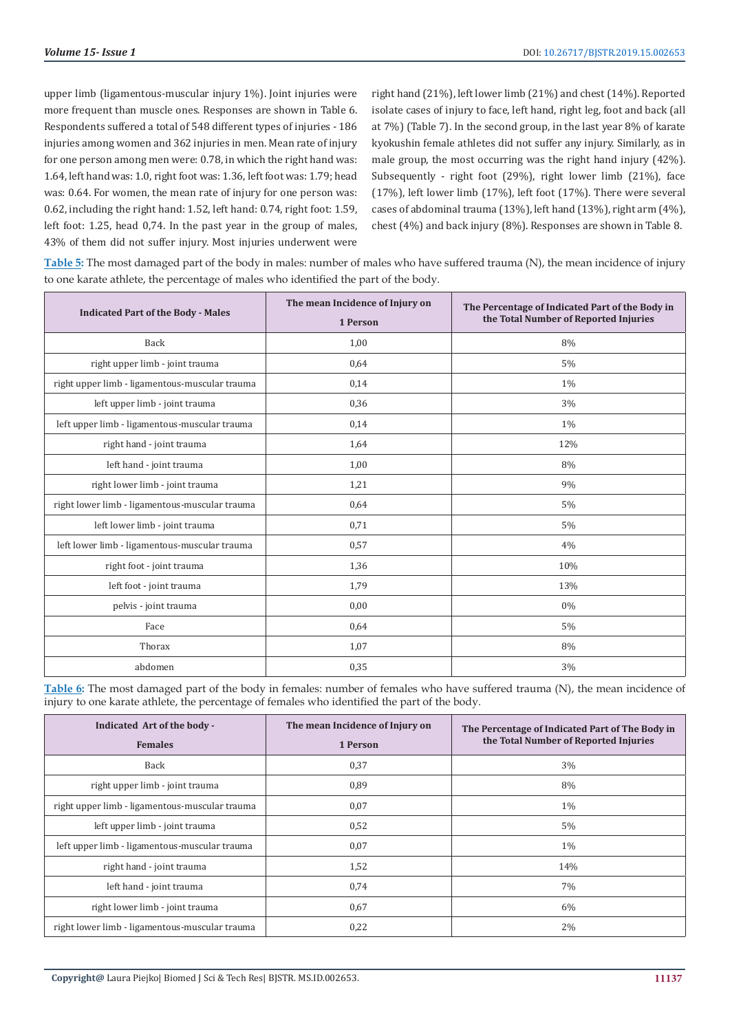upper limb (ligamentous-muscular injury 1%). Joint injuries were more frequent than muscle ones. Responses are shown in Table 6. Respondents suffered a total of 548 different types of injuries - 186 injuries among women and 362 injuries in men. Mean rate of injury for one person among men were: 0.78, in which the right hand was: 1.64, left hand was: 1.0, right foot was: 1.36, left foot was: 1.79; head was: 0.64. For women, the mean rate of injury for one person was: 0.62, including the right hand: 1.52, left hand: 0.74, right foot: 1.59, left foot: 1.25, head 0,74. In the past year in the group of males, 43% of them did not suffer injury. Most injuries underwent were right hand (21%), left lower limb (21%) and chest (14%). Reported isolate cases of injury to face, left hand, right leg, foot and back (all at 7%) (Table 7). In the second group, in the last year 8% of karate kyokushin female athletes did not suffer any injury. Similarly, as in male group, the most occurring was the right hand injury (42%). Subsequently - right foot (29%), right lower limb (21%), face (17%), left lower limb (17%), left foot (17%). There were several cases of abdominal trauma (13%), left hand (13%), right arm (4%), chest (4%) and back injury (8%). Responses are shown in Table 8.

**Table 5:** The most damaged part of the body in males: number of males who have suffered trauma (N), the mean incidence of injury to one karate athlete, the percentage of males who identified the part of the body.

| Indicated Part of the Body - Males | The mean Incidence of Injury on 1 Person | The Percentage of Indicated Part of the Body in the Total Number of Reported Injuries |
|---|---|---|
| Back | 1,00 | 8% |
| right upper limb - joint trauma | 0,64 | 5% |
| right upper limb - ligamentous-muscular trauma | 0,14 | 1% |
| left upper limb - joint trauma | 0,36 | 3% |
| left upper limb - ligamentous-muscular trauma | 0,14 | 1% |
| right hand - joint trauma | 1,64 | 12% |
| left hand - joint trauma | 1,00 | 8% |
| right lower limb - joint trauma | 1,21 | 9% |
| right lower limb - ligamentous-muscular trauma | 0,64 | 5% |
| left lower limb - joint trauma | 0,71 | 5% |
| left lower limb - ligamentous-muscular trauma | 0,57 | 4% |
| right foot - joint trauma | 1,36 | 10% |
| left foot - joint trauma | 1,79 | 13% |
| pelvis - joint trauma | 0,00 | 0% |
| Face | 0,64 | 5% |
| Thorax | 1,07 | 8% |
| abdomen | 0,35 | 3% |

**Table 6:** The most damaged part of the body in females: number of females who have suffered trauma (N), the mean incidence of injury to one karate athlete, the percentage of females who identified the part of the body.

| Indicated Art of the body - Females | The mean Incidence of Injury on 1 Person | The Percentage of Indicated Part of The Body in the Total Number of Reported Injuries |
|---|---|---|
| Back | 0,37 | 3% |
| right upper limb - joint trauma | 0,89 | 8% |
| right upper limb - ligamentous-muscular trauma | 0,07 | 1% |
| left upper limb - joint trauma | 0,52 | 5% |
| left upper limb - ligamentous-muscular trauma | 0,07 | 1% |
| right hand - joint trauma | 1,52 | 14% |
| left hand - joint trauma | 0,74 | 7% |
| right lower limb - joint trauma | 0,67 | 6% |
| right lower limb - ligamentous-muscular trauma | 0,22 | 2% |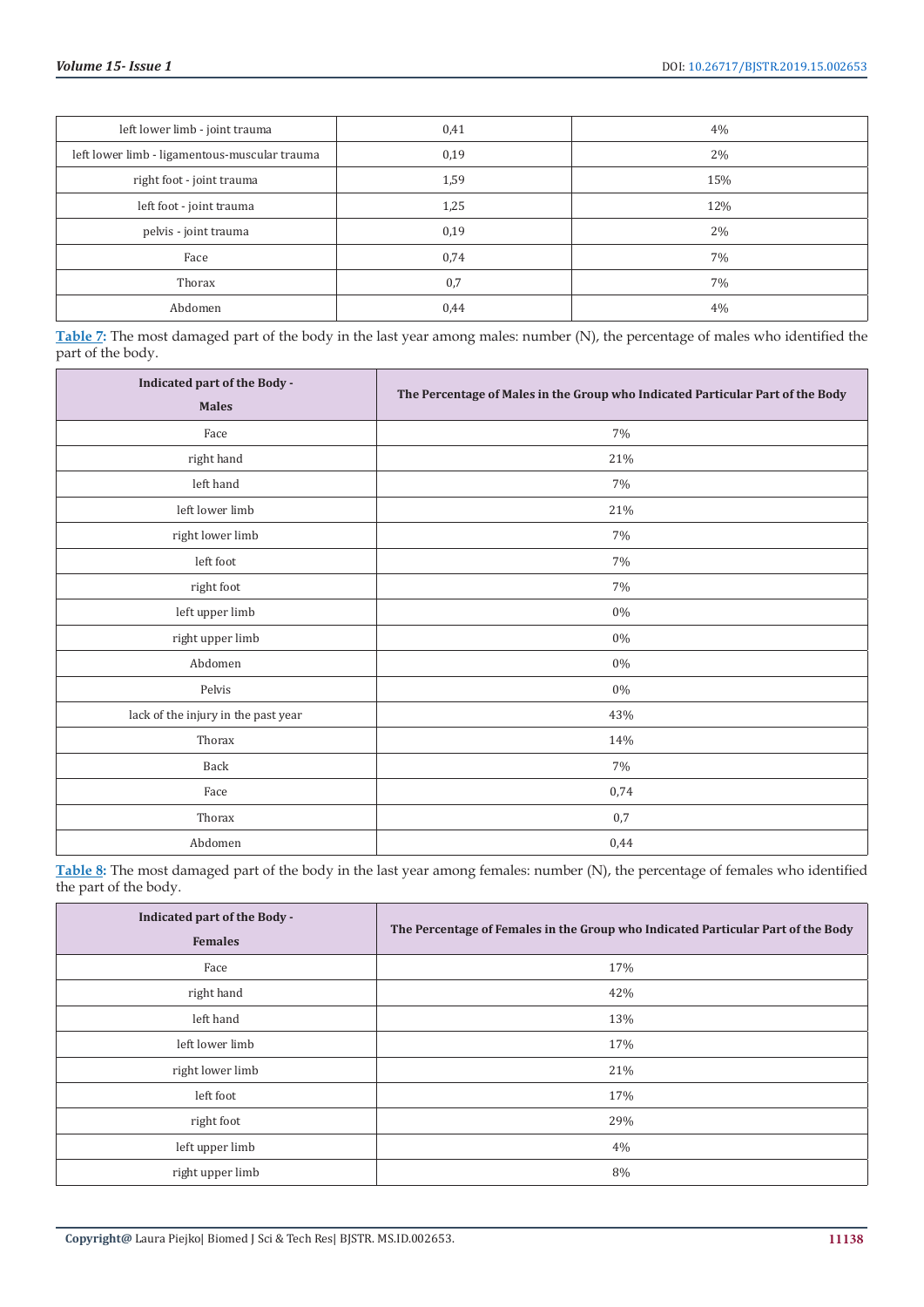| left lower limb - joint trauma | 0,41 | 4% |
|---|---|---|
| left lower limb - ligamentous-muscular trauma | 0,19 | 2% |
| right foot - joint trauma | 1,59 | 15% |
| left foot - joint trauma | 1,25 | 12% |
| pelvis - joint trauma | 0,19 | 2% |
| Face | 0,74 | 7% |
| Thorax | 0,7 | 7% |
| Abdomen | 0,44 | 4% |

**Table 7:** The most damaged part of the body in the last year among males: number (N), the percentage of males who identified the part of the body.

| Indicated part of the Body - Males | The Percentage of Males in the Group who Indicated Particular Part of the Body |
|---|---|
| Face | 7% |
| right hand | 21% |
| left hand | 7% |
| left lower limb | 21% |
| right lower limb | 7% |
| left foot | 7% |
| right foot | 7% |
| left upper limb | 0% |
| right upper limb | 0% |
| Abdomen | 0% |
| Pelvis | 0% |
| lack of the injury in the past year | 43% |
| Thorax | 14% |
| Back | 7% |
| Face | 0,74 |
| Thorax | 0,7 |
| Abdomen | 0,44 |

**Table 8:** The most damaged part of the body in the last year among females: number (N), the percentage of females who identified the part of the body.

| Indicated part of the Body - Females | The Percentage of Females in the Group who Indicated Particular Part of the Body |
|---|---|
| Face | 17% |
| right hand | 42% |
| left hand | 13% |
| left lower limb | 17% |
| right lower limb | 21% |
| left foot | 17% |
| right foot | 29% |
| left upper limb | 4% |
| right upper limb | 8% |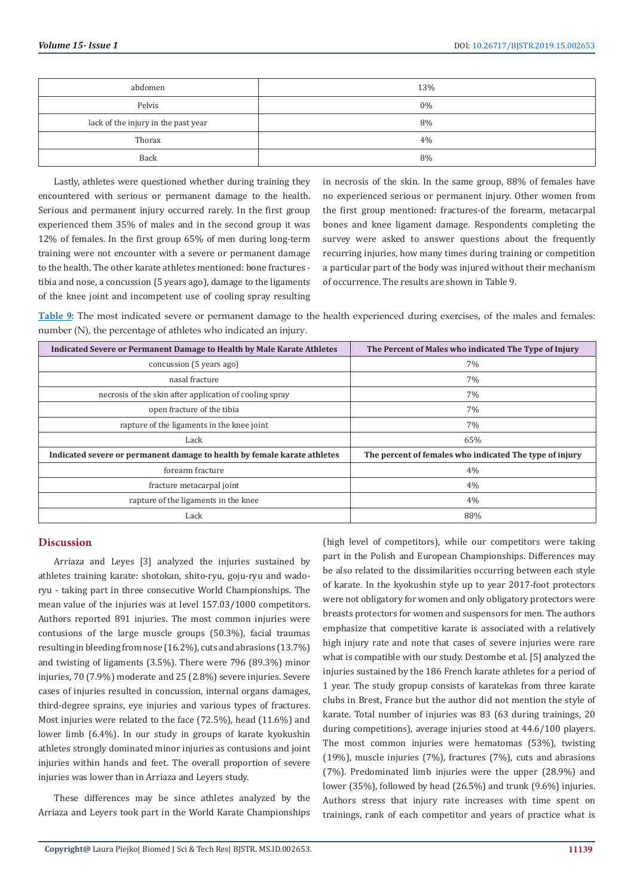| abdomen | 13% |
|---|---|
| Pelvis | 0% |
| lack of the injury in the past year | 8% |
| Thorax | 4% |
| Back | 8% |

Lastly, athletes were questioned whether during training they encountered with serious or permanent damage to the health. Serious and permanent injury occurred rarely. In the first group experienced them 35% of males and in the second group it was 12% of females. In the first group 65% of men during long-term training were not encounter with a severe or permanent damage to the health. The other karate athletes mentioned: bone fractures - tibia and nose, a concussion (5 years ago), damage to the ligaments of the knee joint and incompetent use of cooling spray resulting in necrosis of the skin. In the same group, 88% of females have no experienced serious or permanent injury. Other women from the first group mentioned: fractures-of the forearm, metacarpal bones and knee ligament damage. Respondents completing the survey were asked to answer questions about the frequently recurring injuries, how many times during training or competition a particular part of the body was injured without their mechanism of occurrence. The results are shown in Table 9.

**Table 9:** The most indicated severe or permanent damage to the health experienced during exercises, of the males and females: number (N), the percentage of athletes who indicated an injury.

| Indicated Severe or Permanent Damage to Health by Male Karate Athletes | The Percent of Males who indicated The Type of Injury |
|---|---|
| concussion (5 years ago) | 7% |
| nasal fracture | 7% |
| necrosis of the skin after application of cooling spray | 7% |
| open fracture of the tibia | 7% |
| rapture of the ligaments in the knee joint | 7% |
| Lack | 65% |
| **Indicated severe or permanent damage to health by female karate athletes** | **The percent of females who indicated The type of injury** |
| forearm fracture | 4% |
| fracture metacarpal joint | 4% |
| rapture of the ligaments in the knee | 4% |
| Lack | 88% |

## Discussion

Arriaza and Leyes [3] analyzed the injuries sustained by athletes training karate: shotokan, shito-ryu, goju-ryu and wado-ryu - taking part in three consecutive World Championships. The mean value of the injuries was at level 157.03/1000 competitors. Authors reported 891 injuries. The most common injuries were contusions of the large muscle groups (50.3%), facial traumas resulting in bleeding from nose (16.2%), cuts and abrasions (13.7%) and twisting of ligaments (3.5%). There were 796 (89.3%) minor injuries, 70 (7.9%) moderate and 25 (2.8%) severe injuries. Severe cases of injuries resulted in concussion, internal organs damages, third-degree sprains, eye injuries and various types of fractures. Most injuries were related to the face (72.5%), head (11.6%) and lower limb (6.4%). In our study in groups of karate kyokushin athletes strongly dominated minor injuries as contusions and joint injuries within hands and feet. The overall proportion of severe injuries was lower than in Arriaza and Leyers study.

These differences may be since athletes analyzed by the Arriaza and Leyers took part in the World Karate Championships (high level of competitors), while our competitors were taking part in the Polish and European Championships. Differences may be also related to the dissimilarities occurring between each style of karate. In the kyokushin style up to year 2017-foot protectors were not obligatory for women and only obligatory protectors were breasts protectors for women and suspensors for men. The authors emphasize that competitive karate is associated with a relatively high injury rate and note that cases of severe injuries were rare what is compatible with our study. Destombe et al. [5] analyzed the injuries sustained by the 186 French karate athletes for a period of 1 year. The study gropup consists of karatekas from three karate clubs in Brest, France but the author did not mention the style of karate. Total number of injuries was 83 (63 during trainings, 20 during competitions), average injuries stood at 44.6/100 players. The most common injuries were hematomas (53%), twisting (19%), muscle injuries (7%), fractures (7%), cuts and abrasions (7%). Predominated limb injuries were the upper (28.9%) and lower (35%), followed by head (26.5%) and trunk (9.6%) injuries. Authors stress that injury rate increases with time spent on trainings, rank of each competitor and years of practice what is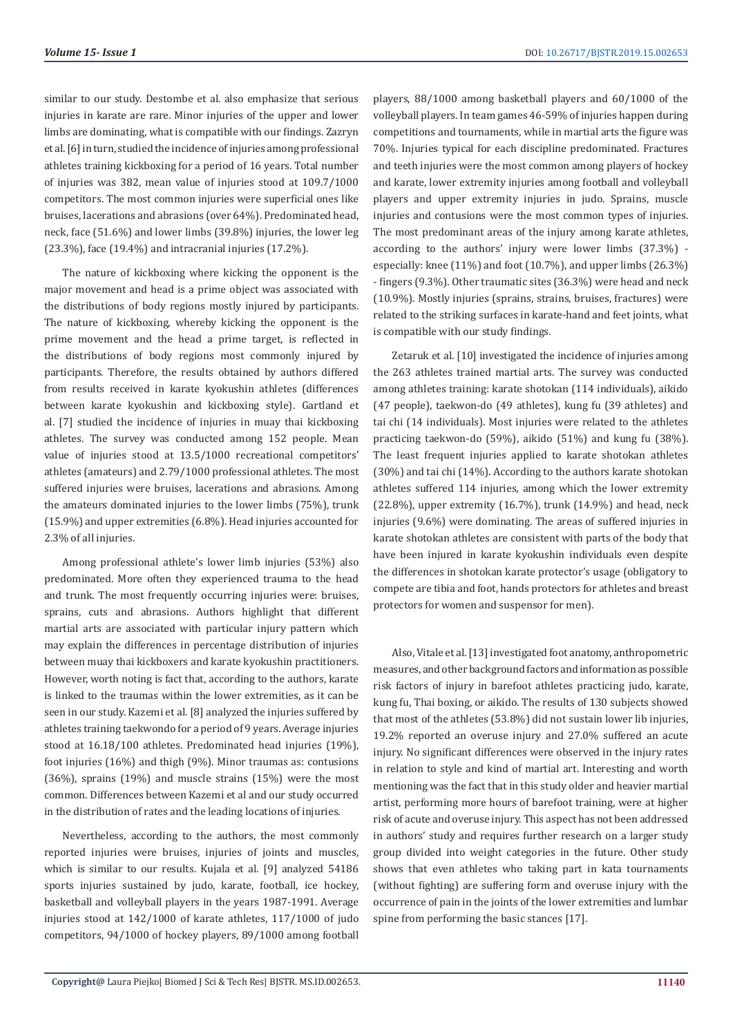similar to our study. Destombe et al. also emphasize that serious injuries in karate are rare. Minor injuries of the upper and lower limbs are dominating, what is compatible with our findings. Zazryn et al. [6] in turn, studied the incidence of injuries among professional athletes training kickboxing for a period of 16 years. Total number of injuries was 382, mean value of injuries stood at 109.7/1000 competitors. The most common injuries were superficial ones like bruises, lacerations and abrasions (over 64%). Predominated head, neck, face (51.6%) and lower limbs (39.8%) injuries, the lower leg (23.3%), face (19.4%) and intracranial injuries (17.2%).

The nature of kickboxing where kicking the opponent is the major movement and head is a prime object was associated with the distributions of body regions mostly injured by participants. The nature of kickboxing, whereby kicking the opponent is the prime movement and the head a prime target, is reflected in the distributions of body regions most commonly injured by participants. Therefore, the results obtained by authors differed from results received in karate kyokushin athletes (differences between karate kyokushin and kickboxing style). Gartland et al. [7] studied the incidence of injuries in muay thai kickboxing athletes. The survey was conducted among 152 people. Mean value of injuries stood at 13.5/1000 recreational competitors' athletes (amateurs) and 2.79/1000 professional athletes. The most suffered injuries were bruises, lacerations and abrasions. Among the amateurs dominated injuries to the lower limbs (75%), trunk (15.9%) and upper extremities (6.8%). Head injuries accounted for 2.3% of all injuries.

Among professional athlete's lower limb injuries (53%) also predominated. More often they experienced trauma to the head and trunk. The most frequently occurring injuries were: bruises, sprains, cuts and abrasions. Authors highlight that different martial arts are associated with particular injury pattern which may explain the differences in percentage distribution of injuries between muay thai kickboxers and karate kyokushin practitioners. However, worth noting is fact that, according to the authors, karate is linked to the traumas within the lower extremities, as it can be seen in our study. Kazemi et al. [8] analyzed the injuries suffered by athletes training taekwondo for a period of 9 years. Average injuries stood at 16.18/100 athletes. Predominated head injuries (19%), foot injuries (16%) and thigh (9%). Minor traumas as: contusions (36%), sprains (19%) and muscle strains (15%) were the most common. Differences between Kazemi et al and our study occurred in the distribution of rates and the leading locations of injuries.

Nevertheless, according to the authors, the most commonly reported injuries were bruises, injuries of joints and muscles, which is similar to our results. Kujala et al. [9] analyzed 54186 sports injuries sustained by judo, karate, football, ice hockey, basketball and volleyball players in the years 1987-1991. Average injuries stood at 142/1000 of karate athletes, 117/1000 of judo competitors, 94/1000 of hockey players, 89/1000 among football players, 88/1000 among basketball players and 60/1000 of the volleyball players. In team games 46-59% of injuries happen during competitions and tournaments, while in martial arts the figure was 70%. Injuries typical for each discipline predominated. Fractures and teeth injuries were the most common among players of hockey and karate, lower extremity injuries among football and volleyball players and upper extremity injuries in judo. Sprains, muscle injuries and contusions were the most common types of injuries. The most predominant areas of the injury among karate athletes, according to the authors' injury were lower limbs (37.3%) - especially: knee (11%) and foot (10.7%), and upper limbs (26.3%) - fingers (9.3%). Other traumatic sites (36.3%) were head and neck (10.9%). Mostly injuries (sprains, strains, bruises, fractures) were related to the striking surfaces in karate-hand and feet joints, what is compatible with our study findings.

Zetaruk et al. [10] investigated the incidence of injuries among the 263 athletes trained martial arts. The survey was conducted among athletes training: karate shotokan (114 individuals), aikido (47 people), taekwon-do (49 athletes), kung fu (39 athletes) and tai chi (14 individuals). Most injuries were related to the athletes practicing taekwon-do (59%), aikido (51%) and kung fu (38%). The least frequent injuries applied to karate shotokan athletes (30%) and tai chi (14%). According to the authors karate shotokan athletes suffered 114 injuries, among which the lower extremity (22.8%), upper extremity (16.7%), trunk (14.9%) and head, neck injuries (9.6%) were dominating. The areas of suffered injuries in karate shotokan athletes are consistent with parts of the body that have been injured in karate kyokushin individuals even despite the differences in shotokan karate protector's usage (obligatory to compete are tibia and foot, hands protectors for athletes and breast protectors for women and suspensor for men).

Also, Vitale et al. [13] investigated foot anatomy, anthropometric measures, and other background factors and information as possible risk factors of injury in barefoot athletes practicing judo, karate, kung fu, Thai boxing, or aikido. The results of 130 subjects showed that most of the athletes (53.8%) did not sustain lower lib injuries, 19.2% reported an overuse injury and 27.0% suffered an acute injury. No significant differences were observed in the injury rates in relation to style and kind of martial art. Interesting and worth mentioning was the fact that in this study older and heavier martial artist, performing more hours of barefoot training, were at higher risk of acute and overuse injury. This aspect has not been addressed in authors' study and requires further research on a larger study group divided into weight categories in the future. Other study shows that even athletes who taking part in kata tournaments (without fighting) are suffering form and overuse injury with the occurrence of pain in the joints of the lower extremities and lumbar spine from performing the basic stances [17].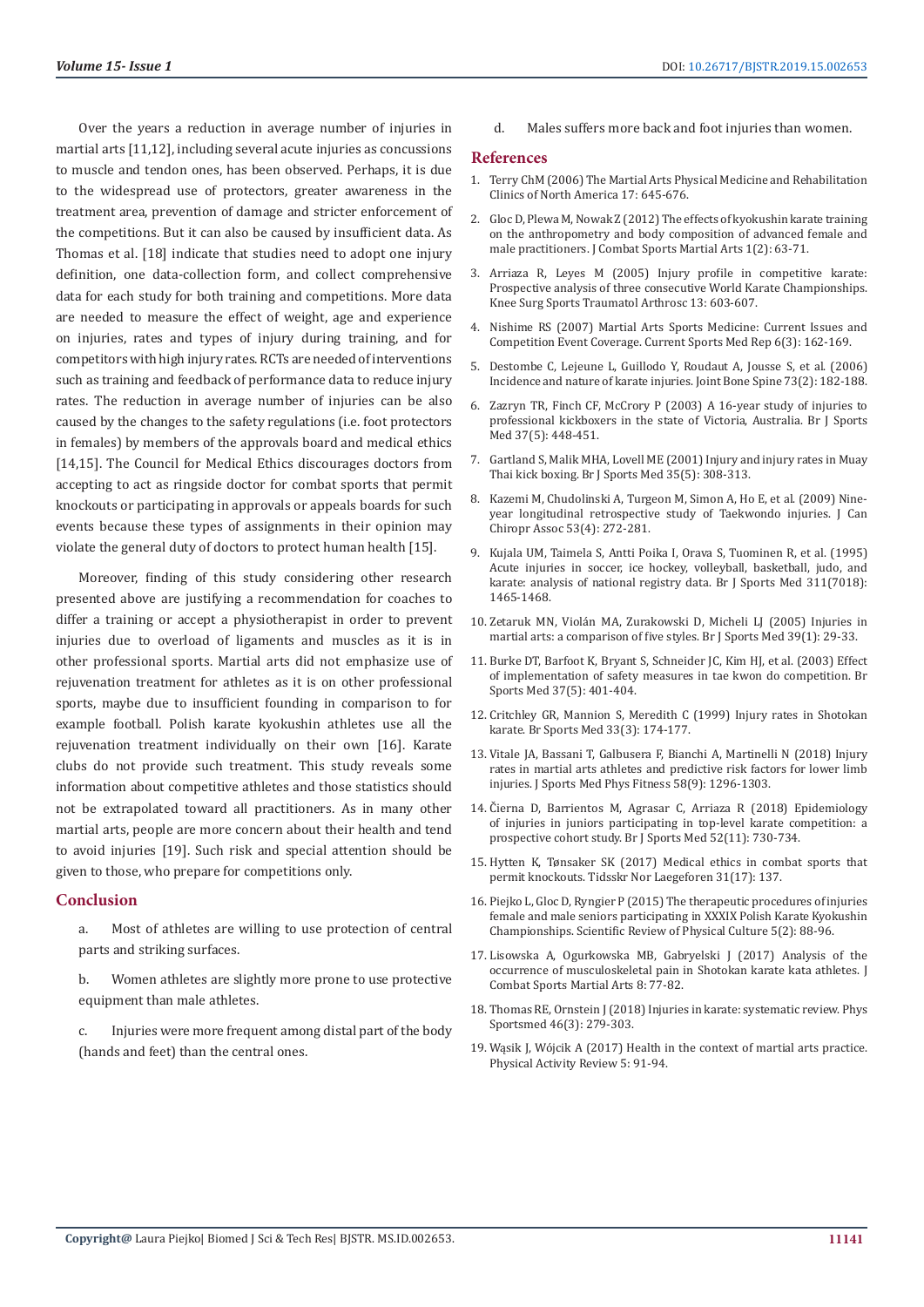Over the years a reduction in average number of injuries in martial arts [11,12], including several acute injuries as concussions to muscle and tendon ones, has been observed. Perhaps, it is due to the widespread use of protectors, greater awareness in the treatment area, prevention of damage and stricter enforcement of the competitions. But it can also be caused by insufficient data. As Thomas et al. [18] indicate that studies need to adopt one injury definition, one data-collection form, and collect comprehensive data for each study for both training and competitions. More data are needed to measure the effect of weight, age and experience on injuries, rates and types of injury during training, and for competitors with high injury rates. RCTs are needed of interventions such as training and feedback of performance data to reduce injury rates. The reduction in average number of injuries can be also caused by the changes to the safety regulations (i.e. foot protectors in females) by members of the approvals board and medical ethics [14,15]. The Council for Medical Ethics discourages doctors from accepting to act as ringside doctor for combat sports that permit knockouts or participating in approvals or appeals boards for such events because these types of assignments in their opinion may violate the general duty of doctors to protect human health [15].

Moreover, finding of this study considering other research presented above are justifying a recommendation for coaches to differ a training or accept a physiotherapist in order to prevent injuries due to overload of ligaments and muscles as it is in other professional sports. Martial arts did not emphasize use of rejuvenation treatment for athletes as it is on other professional sports, maybe due to insufficient founding in comparison to for example football. Polish karate kyokushin athletes use all the rejuvenation treatment individually on their own [16]. Karate clubs do not provide such treatment. This study reveals some information about competitive athletes and those statistics should not be extrapolated toward all practitioners. As in many other martial arts, people are more concern about their health and tend to avoid injuries [19]. Such risk and special attention should be given to those, who prepare for competitions only.

## Conclusion

a. Most of athletes are willing to use protection of central parts and striking surfaces.

b. Women athletes are slightly more prone to use protective equipment than male athletes.

c. Injuries were more frequent among distal part of the body (hands and feet) than the central ones.

d. Males suffers more back and foot injuries than women.

## References

1. Terry ChM (2006) The Martial Arts Physical Medicine and Rehabilitation Clinics of North America 17: 645-676.
2. Gloc D, Plewa M, Nowak Z (2012) The effects of kyokushin karate training on the anthropometry and body composition of advanced female and male practitioners. J Combat Sports Martial Arts 1(2): 63-71.
3. Arriaza R, Leyes M (2005) Injury profile in competitive karate: Prospective analysis of three consecutive World Karate Championships. Knee Surg Sports Traumatol Arthrosc 13: 603-607.
4. Nishime RS (2007) Martial Arts Sports Medicine: Current Issues and Competition Event Coverage. Current Sports Med Rep 6(3): 162-169.
5. Destombe C, Lejeune L, Guillodo Y, Roudaut A, Jousse S, et al. (2006) Incidence and nature of karate injuries. Joint Bone Spine 73(2): 182-188.
6. Zazryn TR, Finch CF, McCrory P (2003) A 16-year study of injuries to professional kickboxers in the state of Victoria, Australia. Br J Sports Med 37(5): 448-451.
7. Gartland S, Malik MHA, Lovell ME (2001) Injury and injury rates in Muay Thai kick boxing. Br J Sports Med 35(5): 308-313.
8. Kazemi M, Chudolinski A, Turgeon M, Simon A, Ho E, et al. (2009) Nine-year longitudinal retrospective study of Taekwondo injuries. J Can Chiropr Assoc 53(4): 272-281.
9. Kujala UM, Taimela S, Antti Poika I, Orava S, Tuominen R, et al. (1995) Acute injuries in soccer, ice hockey, volleyball, basketball, judo, and karate: analysis of national registry data. Br J Sports Med 311(7018): 1465-1468.
10. Zetaruk MN, Violán MA, Zurakowski D, Micheli LJ (2005) Injuries in martial arts: a comparison of five styles. Br J Sports Med 39(1): 29-33.
11. Burke DT, Barfoot K, Bryant S, Schneider JC, Kim HJ, et al. (2003) Effect of implementation of safety measures in tae kwon do competition. Br Sports Med 37(5): 401-404.
12. Critchley GR, Mannion S, Meredith C (1999) Injury rates in Shotokan karate. Br Sports Med 33(3): 174-177.
13. Vitale JA, Bassani T, Galbusera F, Bianchi A, Martinelli N (2018) Injury rates in martial arts athletes and predictive risk factors for lower limb injuries. J Sports Med Phys Fitness 58(9): 1296-1303.
14. Čierna D, Barrientos M, Agrasar C, Arriaza R (2018) Epidemiology of injuries in juniors participating in top-level karate competition: a prospective cohort study. Br J Sports Med 52(11): 730-734.
15. Hytten K, Tønsaker SK (2017) Medical ethics in combat sports that permit knockouts. Tidsskr Nor Laegeforen 31(17): 137.
16. Piejko L, Gloc D, Ryngier P (2015) The therapeutic procedures of injuries female and male seniors participating in XXXIX Polish Karate Kyokushin Championships. Scientific Review of Physical Culture 5(2): 88-96.
17. Lisowska A, Ogurkowska MB, Gabryelski J (2017) Analysis of the occurrence of musculoskeletal pain in Shotokan karate kata athletes. J Combat Sports Martial Arts 8: 77-82.
18. Thomas RE, Ornstein J (2018) Injuries in karate: systematic review. Phys Sportsmed 46(3): 279-303.
19. Wąsik J, Wójcik A (2017) Health in the context of martial arts practice. Physical Activity Review 5: 91-94.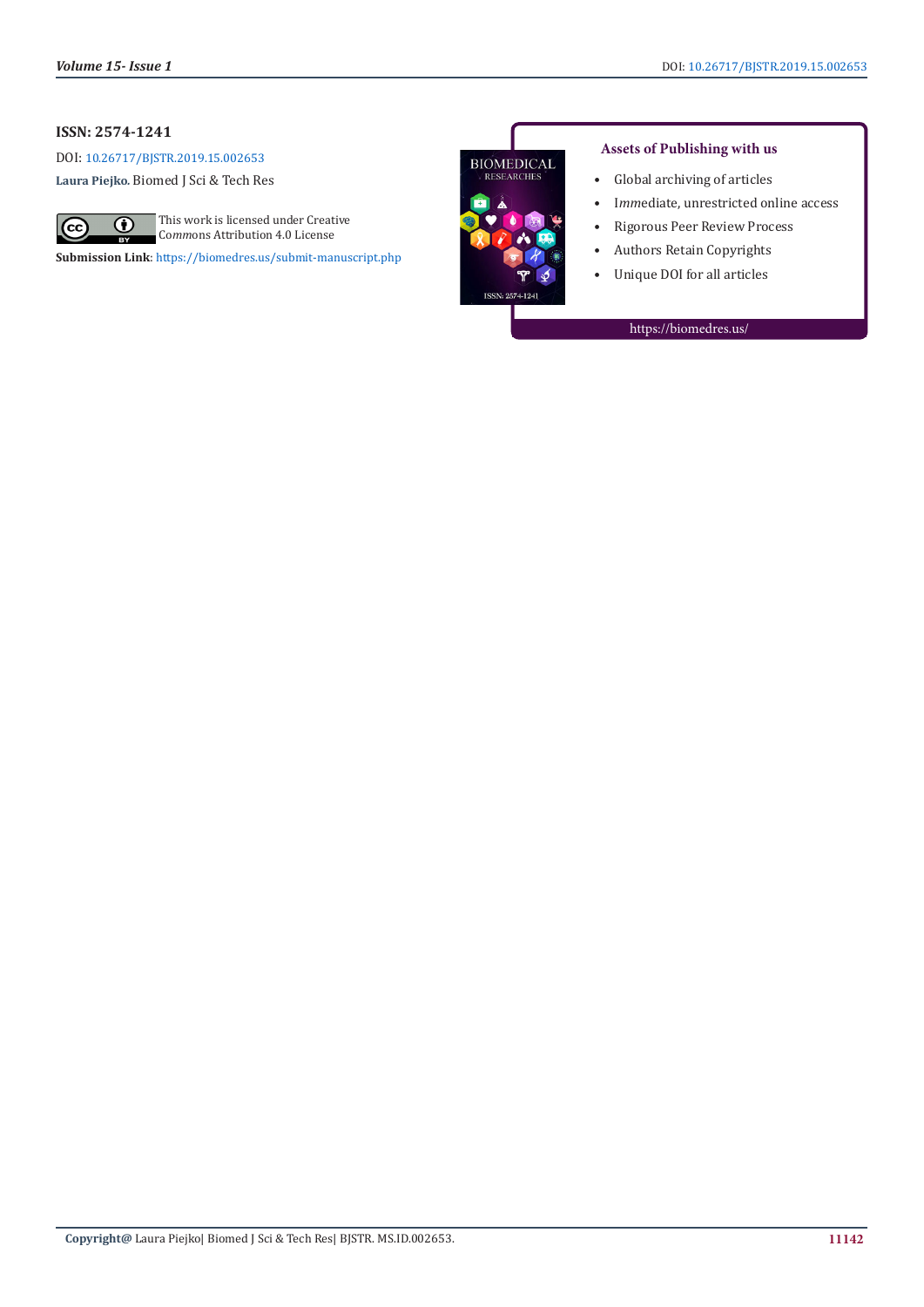**ISSN: 2574-1241**

DOI: 10.26717/BJSTR.2019.15.002653

**Laura Piejko.** Biomed J Sci & Tech Res

This work is licensed under Creative Commons Attribution 4.0 License

**Submission Link**: https://biomedres.us/submit-manuscript.php

BIOMEDICAL RESEARCHES

ISSN: 2574-1241

### Assets of Publishing with us

- Global archiving of articles
- Immediate, unrestricted online access
- Rigorous Peer Review Process
- Authors Retain Copyrights
- Unique DOI for all articles

https://biomedres.us/